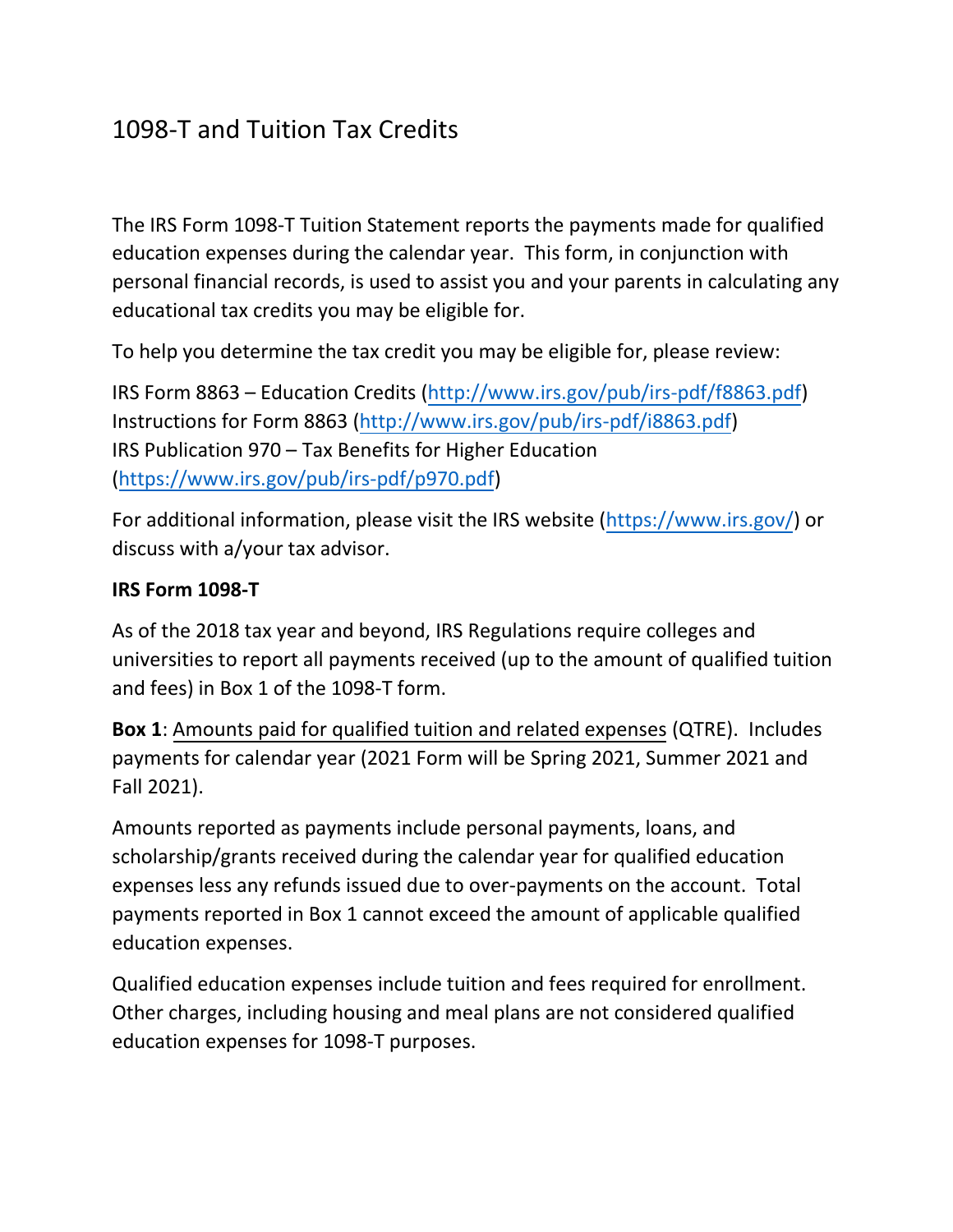# 1098-T and Tuition Tax Credits

The IRS Form 1098-T Tuition Statement reports the payments made for qualified education expenses during the calendar year. This form, in conjunction with personal financial records, is used to assist you and your parents in calculating any educational tax credits you may be eligible for.

To help you determine the tax credit you may be eligible for, please review:

IRS Form 8863 – Education Credits (http://www.irs.gov/pub/irs-pdf/f8863.pdf)
Instructions for Form 8863 (http://www.irs.gov/pub/irs-pdf/i8863.pdf)
IRS Publication 970 – Tax Benefits for Higher Education (https://www.irs.gov/pub/irs-pdf/p970.pdf)

For additional information, please visit the IRS website (https://www.irs.gov/) or discuss with a/your tax advisor.

**IRS Form 1098-T**

As of the 2018 tax year and beyond, IRS Regulations require colleges and universities to report all payments received (up to the amount of qualified tuition and fees) in Box 1 of the 1098-T form.

**Box 1**: Amounts paid for qualified tuition and related expenses (QTRE). Includes payments for calendar year (2021 Form will be Spring 2021, Summer 2021 and Fall 2021).

Amounts reported as payments include personal payments, loans, and scholarship/grants received during the calendar year for qualified education expenses less any refunds issued due to over-payments on the account. Total payments reported in Box 1 cannot exceed the amount of applicable qualified education expenses.

Qualified education expenses include tuition and fees required for enrollment. Other charges, including housing and meal plans are not considered qualified education expenses for 1098-T purposes.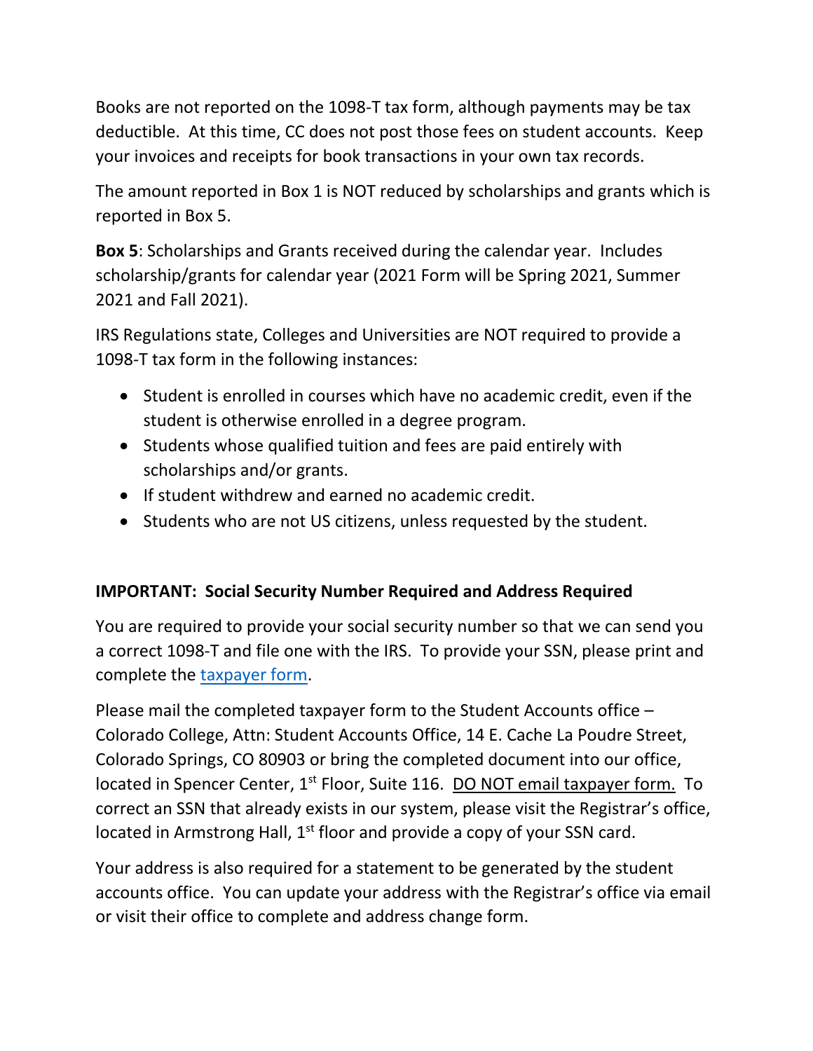Books are not reported on the 1098-T tax form, although payments may be tax deductible. At this time, CC does not post those fees on student accounts. Keep your invoices and receipts for book transactions in your own tax records.

The amount reported in Box 1 is NOT reduced by scholarships and grants which is reported in Box 5.

**Box 5**: Scholarships and Grants received during the calendar year. Includes scholarship/grants for calendar year (2021 Form will be Spring 2021, Summer 2021 and Fall 2021).

IRS Regulations state, Colleges and Universities are NOT required to provide a 1098-T tax form in the following instances:

- Student is enrolled in courses which have no academic credit, even if the student is otherwise enrolled in a degree program.
- Students whose qualified tuition and fees are paid entirely with scholarships and/or grants.
- If student withdrew and earned no academic credit.
- Students who are not US citizens, unless requested by the student.

**IMPORTANT: Social Security Number Required and Address Required**

You are required to provide your social security number so that we can send you a correct 1098-T and file one with the IRS. To provide your SSN, please print and complete the taxpayer form.

Please mail the completed taxpayer form to the Student Accounts office – Colorado College, Attn: Student Accounts Office, 14 E. Cache La Poudre Street, Colorado Springs, CO 80903 or bring the completed document into our office, located in Spencer Center, 1st Floor, Suite 116. DO NOT email taxpayer form. To correct an SSN that already exists in our system, please visit the Registrar's office, located in Armstrong Hall, 1st floor and provide a copy of your SSN card.

Your address is also required for a statement to be generated by the student accounts office. You can update your address with the Registrar's office via email or visit their office to complete and address change form.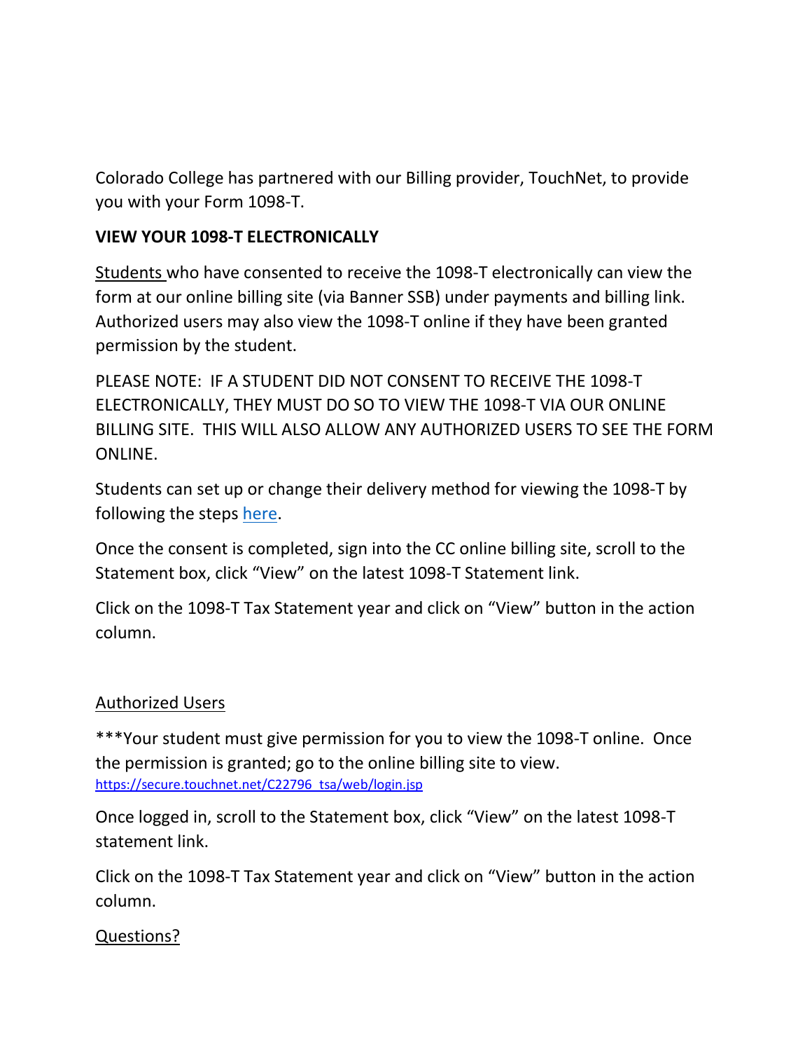Colorado College has partnered with our Billing provider, TouchNet, to provide you with your Form 1098-T.

**VIEW YOUR 1098-T ELECTRONICALLY**

Students who have consented to receive the 1098-T electronically can view the form at our online billing site (via Banner SSB) under payments and billing link. Authorized users may also view the 1098-T online if they have been granted permission by the student.

PLEASE NOTE: IF A STUDENT DID NOT CONSENT TO RECEIVE THE 1098-T ELECTRONICALLY, THEY MUST DO SO TO VIEW THE 1098-T VIA OUR ONLINE BILLING SITE. THIS WILL ALSO ALLOW ANY AUTHORIZED USERS TO SEE THE FORM ONLINE.

Students can set up or change their delivery method for viewing the 1098-T by following the steps here.

Once the consent is completed, sign into the CC online billing site, scroll to the Statement box, click "View" on the latest 1098-T Statement link.

Click on the 1098-T Tax Statement year and click on "View" button in the action column.

Authorized Users

***Your student must give permission for you to view the 1098-T online. Once the permission is granted; go to the online billing site to view.
https://secure.touchnet.net/C22796_tsa/web/login.jsp

Once logged in, scroll to the Statement box, click "View" on the latest 1098-T statement link.

Click on the 1098-T Tax Statement year and click on "View" button in the action column.

Questions?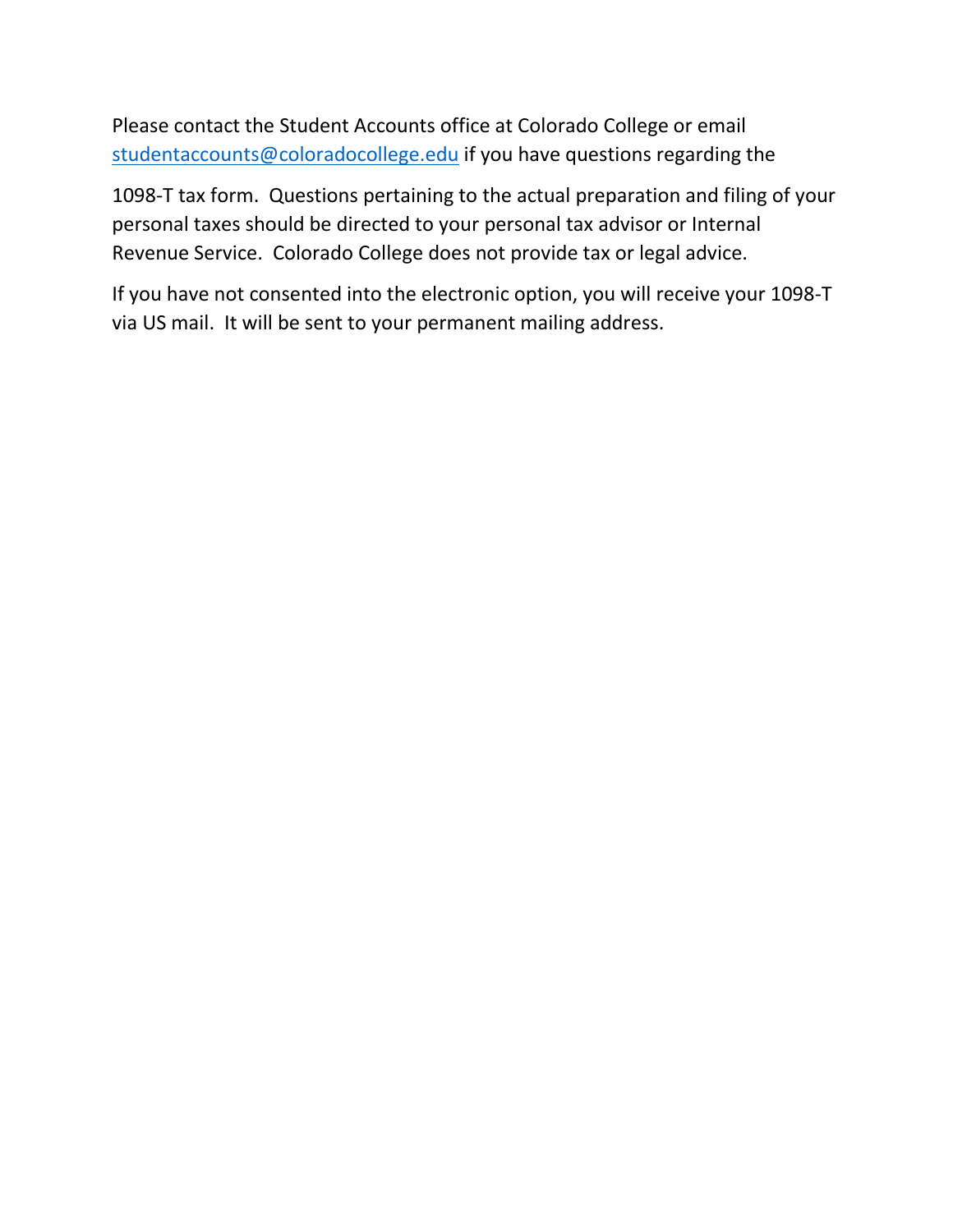Please contact the Student Accounts office at Colorado College or email studentaccounts@coloradocollege.edu if you have questions regarding the

1098-T tax form. Questions pertaining to the actual preparation and filing of your personal taxes should be directed to your personal tax advisor or Internal Revenue Service. Colorado College does not provide tax or legal advice.

If you have not consented into the electronic option, you will receive your 1098-T via US mail. It will be sent to your permanent mailing address.